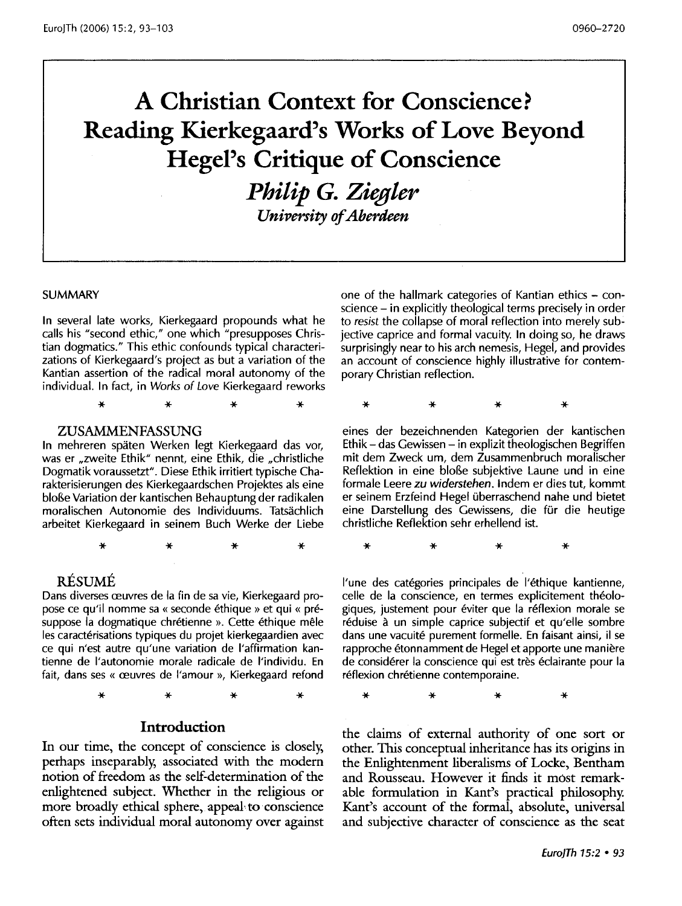# A Christian Context for Conscience? Reading Kierkegaard's Works of Love Beyond Hegel's Critique of Conscience

## *Philip G. Ziegler*

*University of Aberdeen*

### SUMMARY

In several late works, Kierkegaard propounds what he calls his "second ethic," one which "presupposes Christian dogmatics." This ethic confounds typical characterizations of Kierkegaard's project as but a variation of the Kantian assertion of the radical moral autonomy of the individual. In fact, in *Works of Love* Kierkegaard reworks one of the hallmark categories of Kantian ethics – conscience – in explicitly theological terms precisely in order to *resist* the collapse of moral reflection into merely subjective caprice and formal vacuity. In doing so, he draws surprisingly near to his arch nemesis, Hegel, and provides an account of conscience highly illustrative for contemporary Christian reflection.

\* \* \* \*

### ZUSAMMENFASSUNG

In mehreren späten Werken legt Kierkegaard das vor, was er „zweite Ethik" nennt, eine Ethik, die „christliche Dogmatik voraussetzt". Diese Ethik irritiert typische Charakterisierungen des Kierkegaardschen Projektes als eine bloße Variation der kantischen Behauptung der radikalen moralischen Autonomie des Individuums. Tatsächlich arbeitet Kierkegaard in seinem Buch Werke der Liebe eines der bezeichnenden Kategorien der kantischen Ethik – das Gewissen – in explizit theologischen Begriffen mit dem Zweck um, dem Zusammenbruch moralischer Reflektion in eine bloße subjektive Laune und in eine formale Leere *zu widerstehen*. Indem er dies tut, kommt er seinem Erzfeind Hegel überraschend nahe und bietet eine Darstellung des Gewissens, die für die heutige christliche Reflektion sehr erhellend ist.

\* \* \* \*

### RÉSUMÉ

Dans diverses œuvres de la fin de sa vie, Kierkegaard propose ce qu'il nomme sa « seconde éthique » et qui « présuppose la dogmatique chrétienne ». Cette éthique mêle les caractérisations typiques du projet kierkegaardien avec ce qui n'est autre qu'une variation de l'affirmation kantienne de l'autonomie morale radicale de l'individu. En fait, dans ses « œuvres de l'amour », Kierkegaard refond l'une des catégories principales de l'éthique kantienne, celle de la conscience, en termes explicitement théologiques, justement pour éviter que la réflexion morale se réduise à un simple caprice subjectif et qu'elle sombre dans une vacuité purement formelle. En faisant ainsi, il se rapproche étonnamment de Hegel et apporte une manière de considérer la conscience qui est très éclairante pour la réflexion chrétienne contemporaine.

\* \* \* \*

## Introduction

In our time, the concept of conscience is closely, perhaps inseparably, associated with the modern notion of freedom as the self-determination of the enlightened subject. Whether in the religious or more broadly ethical sphere, appeal to conscience often sets individual moral autonomy over against the claims of external authority of one sort or other. This conceptual inheritance has its origins in the Enlightenment liberalisms of Locke, Bentham and Rousseau. However it finds it most remarkable formulation in Kant's practical philosophy. Kant's account of the formal, absolute, universal and subjective character of conscience as the seat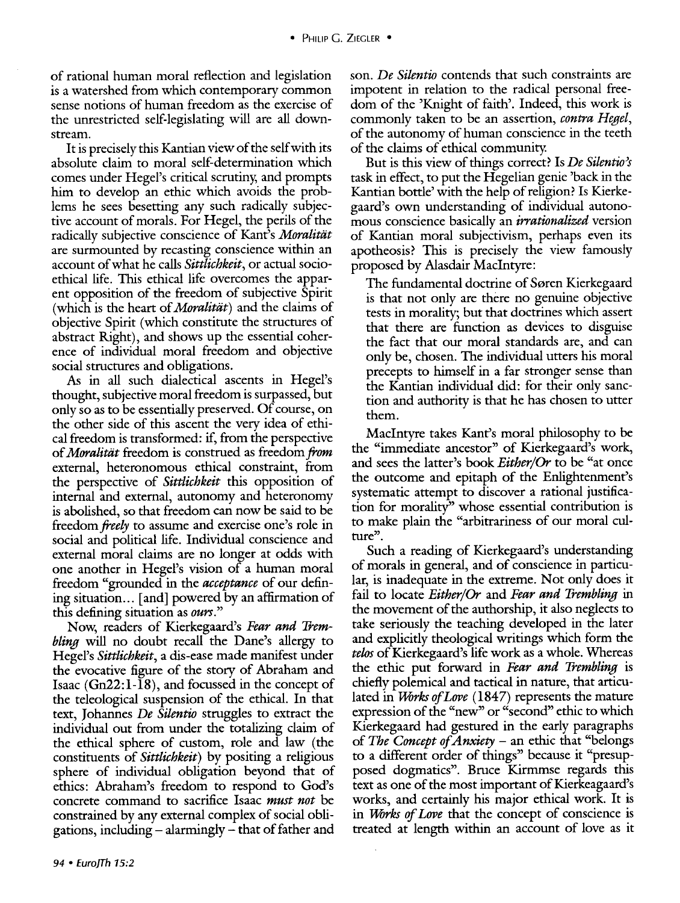of rational human moral reflection and legislation is a watershed from which contemporary common sense notions of human freedom as the exercise of the unrestricted self-legislating will are all downstream.

It is precisely this Kantian view of the self with its absolute claim to moral self-determination which comes under Hegel's critical scrutiny, and prompts him to develop an ethic which avoids the problems he sees besetting any such radically subjective account of morals. For Hegel, the perils of the radically subjective conscience of Kant's *Moralität* are surmounted by recasting conscience within an account of what he calls *Sittlichkeit*, or actual socio-ethical life. This ethical life overcomes the apparent opposition of the freedom of subjective Spirit (which is the heart of *Moralität*) and the claims of objective Spirit (which constitute the structures of abstract Right), and shows up the essential coherence of individual moral freedom and objective social structures and obligations.

As in all such dialectical ascents in Hegel's thought, subjective moral freedom is surpassed, but only so as to be essentially preserved. Of course, on the other side of this ascent the very idea of ethical freedom is transformed: if, from the perspective of *Moralität* freedom is construed as freedom *from* external, heteronomous ethical constraint, from the perspective of *Sittlichkeit* this opposition of internal and external, autonomy and heteronomy is abolished, so that freedom can now be said to be freedom *freely* to assume and exercise one's role in social and political life. Individual conscience and external moral claims are no longer at odds with one another in Hegel's vision of a human moral freedom "grounded in the *acceptance* of our defining situation… [and] powered by an affirmation of this defining situation as *ours*."

Now, readers of Kierkegaard's *Fear and Trembling* will no doubt recall the Dane's allergy to Hegel's *Sittlichkeit*, a dis-ease made manifest under the evocative figure of the story of Abraham and Isaac (Gn22:1-18), and focussed in the concept of the teleological suspension of the ethical. In that text, Johannes *De Silentio* struggles to extract the individual out from under the totalizing claim of the ethical sphere of custom, role and law (the constituents of *Sittlichkeit*) by positing a religious sphere of individual obligation beyond that of ethics: Abraham's freedom to respond to God's concrete command to sacrifice Isaac *must not* be constrained by any external complex of social obligations, including – alarmingly – that of father and son. *De Silentio* contends that such constraints are impotent in relation to the radical personal freedom of the 'Knight of faith'. Indeed, this work is commonly taken to be an assertion, *contra Hegel*, of the autonomy of human conscience in the teeth of the claims of ethical community.

But is this view of things correct? Is *De Silentio's* task in effect, to put the Hegelian genie 'back in the Kantian bottle' with the help of religion? Is Kierkegaard's own understanding of individual autonomous conscience basically an *irrationalized* version of Kantian moral subjectivism, perhaps even its apotheosis? This is precisely the view famously proposed by Alasdair MacIntyre:

> The fundamental doctrine of Søren Kierkegaard is that not only are there no genuine objective tests in morality; but that doctrines which assert that there are function as devices to disguise the fact that our moral standards are, and can only be, chosen. The individual utters his moral precepts to himself in a far stronger sense than the Kantian individual did: for their only sanction and authority is that he has chosen to utter them.

MacIntyre takes Kant's moral philosophy to be the "immediate ancestor" of Kierkegaard's work, and sees the latter's book *Either/Or* to be "at once the outcome and epitaph of the Enlightenment's systematic attempt to discover a rational justification for morality" whose essential contribution is to make plain the "arbitrariness of our moral culture".

Such a reading of Kierkegaard's understanding of morals in general, and of conscience in particular, is inadequate in the extreme. Not only does it fail to locate *Either/Or* and *Fear and Trembling* in the movement of the authorship, it also neglects to take seriously the teaching developed in the later and explicitly theological writings which form the *telos* of Kierkegaard's life work as a whole. Whereas the ethic put forward in *Fear and Trembling* is chiefly polemical and tactical in nature, that articulated in *Works of Love* (1847) represents the mature expression of the "new" or "second" ethic to which Kierkegaard had gestured in the early paragraphs of *The Concept of Anxiety* – an ethic that "belongs to a different order of things" because it "presupposed dogmatics". Bruce Kirmmse regards this text as one of the most important of Kierkeagaard's works, and certainly his major ethical work. It is in *Works of Love* that the concept of conscience is treated at length within an account of love as it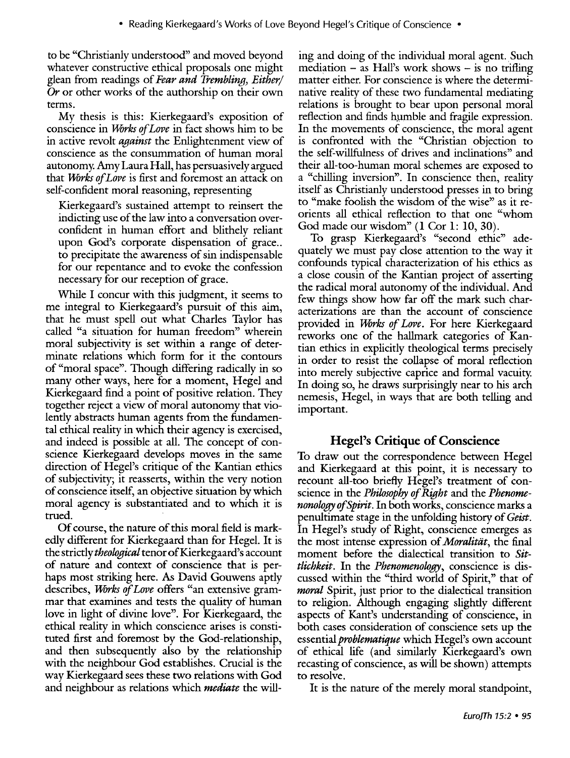to be "Christianly understood" and moved beyond whatever constructive ethical proposals one might glean from readings of *Fear and Trembling*, *Either/Or* or other works of the authorship on their own terms.

My thesis is this: Kierkegaard's exposition of conscience in *Works of Love* in fact shows him to be in active revolt *against* the Enlightenment view of conscience as the consummation of human moral autonomy. Amy Laura Hall, has persuasively argued that *Works of Love* is first and foremost an attack on self-confident moral reasoning, representing

> Kierkegaard's sustained attempt to reinsert the indicting use of the law into a conversation overconfident in human effort and blithely reliant upon God's corporate dispensation of grace.. to precipitate the awareness of sin indispensable for our repentance and to evoke the confession necessary for our reception of grace.

While I concur with this judgment, it seems to me integral to Kierkegaard's pursuit of this aim, that he must spell out what Charles Taylor has called "a situation for human freedom" wherein moral subjectivity is set within a range of determinate relations which form for it the contours of "moral space". Though differing radically in so many other ways, here for a moment, Hegel and Kierkegaard find a point of positive relation. They together reject a view of moral autonomy that violently abstracts human agents from the fundamental ethical reality in which their agency is exercised, and indeed is possible at all. The concept of conscience Kierkegaard develops moves in the same direction of Hegel's critique of the Kantian ethics of subjectivity; it reasserts, within the very notion of conscience itself, an objective situation by which moral agency is substantiated and to which it is trued.

Of course, the nature of this moral field is markedly different for Kierkegaard than for Hegel. It is the strictly *theological* tenor of Kierkegaard's account of nature and context of conscience that is perhaps most striking here. As David Gouwens aptly describes, *Works of Love* offers "an extensive grammar that examines and tests the quality of human love in light of divine love". For Kierkegaard, the ethical reality in which conscience arises is constituted first and foremost by the God-relationship, and then subsequently also by the relationship with the neighbour God establishes. Crucial is the way Kierkegaard sees these two relations with God and neighbour as relations which *mediate* the willing and doing of the individual moral agent. Such mediation – as Hall's work shows – is no trifling matter either. For conscience is where the determinative reality of these two fundamental mediating relations is brought to bear upon personal moral reflection and finds humble and fragile expression. In the movements of conscience, the moral agent is confronted with the "Christian objection to the self-willfulness of drives and inclinations" and their all-too-human moral schemes are exposed to a "chilling inversion". In conscience then, reality itself as Christianly understood presses in to bring to "make foolish the wisdom of the wise" as it reorients all ethical reflection to that one "whom God made our wisdom" (1 Cor 1: 10, 30).

To grasp Kierkegaard's "second ethic" adequately we must pay close attention to the way it confounds typical characterization of his ethics as a close cousin of the Kantian project of asserting the radical moral autonomy of the individual. And few things show how far off the mark such characterizations are than the account of conscience provided in *Works of Love*. For here Kierkegaard reworks one of the hallmark categories of Kantian ethics in explicitly theological terms precisely in order to resist the collapse of moral reflection into merely subjective caprice and formal vacuity. In doing so, he draws surprisingly near to his arch nemesis, Hegel, in ways that are both telling and important.

## Hegel's Critique of Conscience

To draw out the correspondence between Hegel and Kierkegaard at this point, it is necessary to recount all-too briefly Hegel's treatment of conscience in the *Philosophy of Right* and the *Phenomenology of Spirit*. In both works, conscience marks a penultimate stage in the unfolding history of *Geist*. In Hegel's study of Right, conscience emerges as the most intense expression of *Moralität*, the final moment before the dialectical transition to *Sittlichkeit*. In the *Phenomenology*, conscience is discussed within the "third world of Spirit," that of *moral* Spirit, just prior to the dialectical transition to religion. Although engaging slightly different aspects of Kant's understanding of conscience, in both cases consideration of conscience sets up the essential *problematique* which Hegel's own account of ethical life (and similarly Kierkegaard's own recasting of conscience, as will be shown) attempts to resolve.

It is the nature of the merely moral standpoint,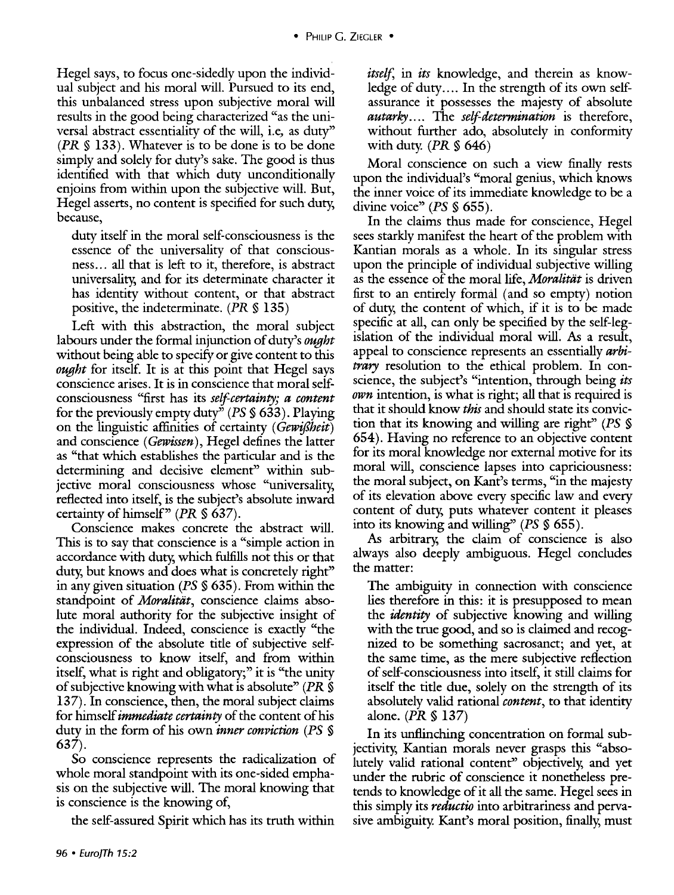Hegel says, to focus one-sidedly upon the individual subject and his moral will. Pursued to its end, this unbalanced stress upon subjective moral will results in the good being characterized "as the universal abstract essentiality of the will, i.e, as duty" (*PR* § 133). Whatever is to be done is to be done simply and solely for duty's sake. The good is thus identified with that which duty unconditionally enjoins from within upon the subjective will. But, Hegel asserts, no content is specified for such duty, because,

> duty itself in the moral self-consciousness is the essence of the universality of that consciousness... all that is left to it, therefore, is abstract universality, and for its determinate character it has identity without content, or that abstract positive, the indeterminate. (*PR* § 135)

Left with this abstraction, the moral subject labours under the formal injunction of duty's *ought* without being able to specify or give content to this *ought* for itself. It is at this point that Hegel says conscience arises. It is in conscience that moral self-consciousness "first has its *self-certainty; a content* for the previously empty duty" (*PS* § 633). Playing on the linguistic affinities of certainty (*Gewißheit*) and conscience (*Gewissen*), Hegel defines the latter as "that which establishes the particular and is the determining and decisive element" within subjective moral consciousness whose "universality, reflected into itself, is the subject's absolute inward certainty of himself" (*PR* § 637).

Conscience makes concrete the abstract will. This is to say that conscience is a "simple action in accordance with duty, which fulfills not this or that duty, but knows and does what is concretely right" in any given situation (*PS* § 635). From within the standpoint of *Moralität*, conscience claims absolute moral authority for the subjective insight of the individual. Indeed, conscience is exactly "the expression of the absolute title of subjective self-consciousness to know itself, and from within itself, what is right and obligatory;" it is "the unity of subjective knowing with what is absolute" (*PR* § 137). In conscience, then, the moral subject claims for himself *immediate certainty* of the content of his duty in the form of his own *inner conviction* (*PS* § 637).

So conscience represents the radicalization of whole moral standpoint with its one-sided emphasis on the subjective will. The moral knowing that is conscience is the knowing of,

> the self-assured Spirit which has its truth within *itself*, in *its* knowledge, and therein as knowledge of duty.... In the strength of its own self-assurance it possesses the majesty of absolute *autarky*.... The *self-determination* is therefore, without further ado, absolutely in conformity with duty. (*PR* § 646)

Moral conscience on such a view finally rests upon the individual's "moral genius, which knows the inner voice of its immediate knowledge to be a divine voice" (*PS* § 655).

In the claims thus made for conscience, Hegel sees starkly manifest the heart of the problem with Kantian morals as a whole. In its singular stress upon the principle of individual subjective willing as the essence of the moral life, *Moralität* is driven first to an entirely formal (and so empty) notion of duty, the content of which, if it is to be made specific at all, can only be specified by the self-legislation of the individual moral will. As a result, appeal to conscience represents an essentially *arbitrary* resolution to the ethical problem. In conscience, the subject's "intention, through being *its own* intention, is what is right; all that is required is that it should know *this* and should state its conviction that its knowing and willing are right" (*PS* § 654). Having no reference to an objective content for its moral knowledge nor external motive for its moral will, conscience lapses into capriciousness: the moral subject, on Kant's terms, "in the majesty of its elevation above every specific law and every content of duty, puts whatever content it pleases into its knowing and willing" (*PS* § 655).

As arbitrary, the claim of conscience is also always also deeply ambiguous. Hegel concludes the matter:

> The ambiguity in connection with conscience lies therefore in this: it is presupposed to mean the *identity* of subjective knowing and willing with the true good, and so is claimed and recognized to be something sacrosanct; and yet, at the same time, as the mere subjective reflection of self-consciousness into itself, it still claims for itself the title due, solely on the strength of its absolutely valid rational *content*, to that identity alone. (*PR* § 137)

In its unflinching concentration on formal subjectivity, Kantian morals never grasps this "absolutely valid rational content" objectively, and yet under the rubric of conscience it nonetheless pretends to knowledge of it all the same. Hegel sees in this simply its *reductio* into arbitrariness and pervasive ambiguity. Kant's moral position, finally, must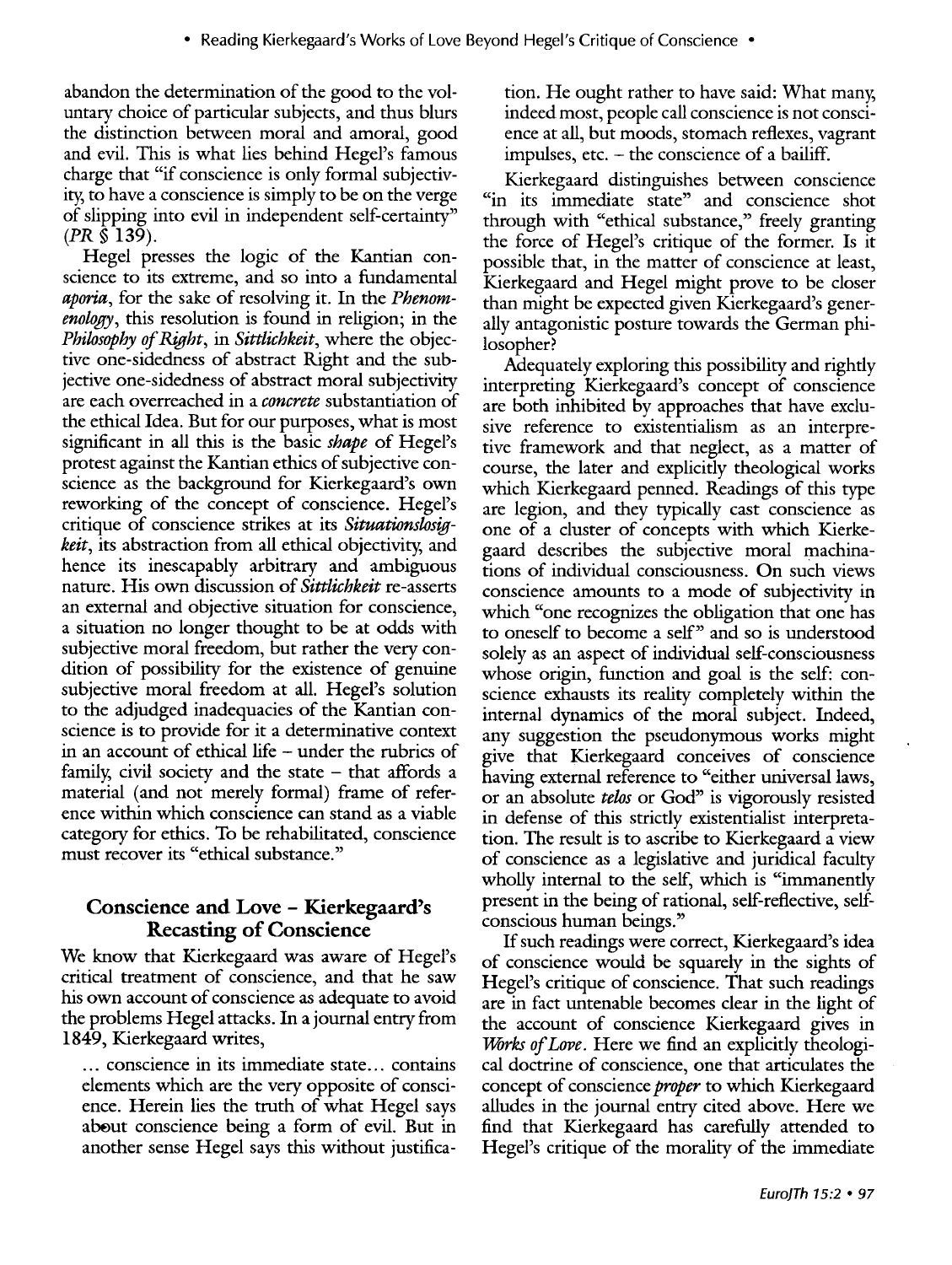abandon the determination of the good to the voluntary choice of particular subjects, and thus blurs the distinction between moral and amoral, good and evil. This is what lies behind Hegel's famous charge that "if conscience is only formal subjectivity, to have a conscience is simply to be on the verge of slipping into evil in independent self-certainty" (*PR* § 139).

Hegel presses the logic of the Kantian conscience to its extreme, and so into a fundamental *aporia*, for the sake of resolving it. In the *Phenomenology*, this resolution is found in religion; in the *Philosophy of Right*, in *Sittlichkeit*, where the objective one-sidedness of abstract Right and the subjective one-sidedness of abstract moral subjectivity are each overreached in a *concrete* substantiation of the ethical Idea. But for our purposes, what is most significant in all this is the basic *shape* of Hegel's protest against the Kantian ethics of subjective conscience as the background for Kierkegaard's own reworking of the concept of conscience. Hegel's critique of conscience strikes at its *Situationslosigkeit*, its abstraction from all ethical objectivity, and hence its inescapably arbitrary and ambiguous nature. His own discussion of *Sittlichkeit* re-asserts an external and objective situation for conscience, a situation no longer thought to be at odds with subjective moral freedom, but rather the very condition of possibility for the existence of genuine subjective moral freedom at all. Hegel's solution to the adjudged inadequacies of the Kantian conscience is to provide for it a determinative context in an account of ethical life – under the rubrics of family, civil society and the state – that affords a material (and not merely formal) frame of reference within which conscience can stand as a viable category for ethics. To be rehabilitated, conscience must recover its "ethical substance."

## Conscience and Love – Kierkegaard's Recasting of Conscience

We know that Kierkegaard was aware of Hegel's critical treatment of conscience, and that he saw his own account of conscience as adequate to avoid the problems Hegel attacks. In a journal entry from 1849, Kierkegaard writes,

> ... conscience in its immediate state... contains elements which are the very opposite of conscience. Herein lies the truth of what Hegel says about conscience being a form of evil. But in another sense Hegel says this without justification. He ought rather to have said: What many, indeed most, people call conscience is not conscience at all, but moods, stomach reflexes, vagrant impulses, etc. – the conscience of a bailiff.

Kierkegaard distinguishes between conscience "in its immediate state" and conscience shot through with "ethical substance," freely granting the force of Hegel's critique of the former. Is it possible that, in the matter of conscience at least, Kierkegaard and Hegel might prove to be closer than might be expected given Kierkegaard's generally antagonistic posture towards the German philosopher?

Adequately exploring this possibility and rightly interpreting Kierkegaard's concept of conscience are both inhibited by approaches that have exclusive reference to existentialism as an interpretive framework and that neglect, as a matter of course, the later and explicitly theological works which Kierkegaard penned. Readings of this type are legion, and they typically cast conscience as one of a cluster of concepts with which Kierkegaard describes the subjective moral machinations of individual consciousness. On such views conscience amounts to a mode of subjectivity in which "one recognizes the obligation that one has to oneself to become a self" and so is understood solely as an aspect of individual self-consciousness whose origin, function and goal is the self: conscience exhausts its reality completely within the internal dynamics of the moral subject. Indeed, any suggestion the pseudonymous works might give that Kierkegaard conceives of conscience having external reference to "either universal laws, or an absolute *telos* or God" is vigorously resisted in defense of this strictly existentialist interpretation. The result is to ascribe to Kierkegaard a view of conscience as a legislative and juridical faculty wholly internal to the self, which is "immanently present in the being of rational, self-reflective, self-conscious human beings."

If such readings were correct, Kierkegaard's idea of conscience would be squarely in the sights of Hegel's critique of conscience. That such readings are in fact untenable becomes clear in the light of the account of conscience Kierkegaard gives in *Works of Love*. Here we find an explicitly theological doctrine of conscience, one that articulates the concept of conscience *proper* to which Kierkegaard alludes in the journal entry cited above. Here we find that Kierkegaard has carefully attended to Hegel's critique of the morality of the immediate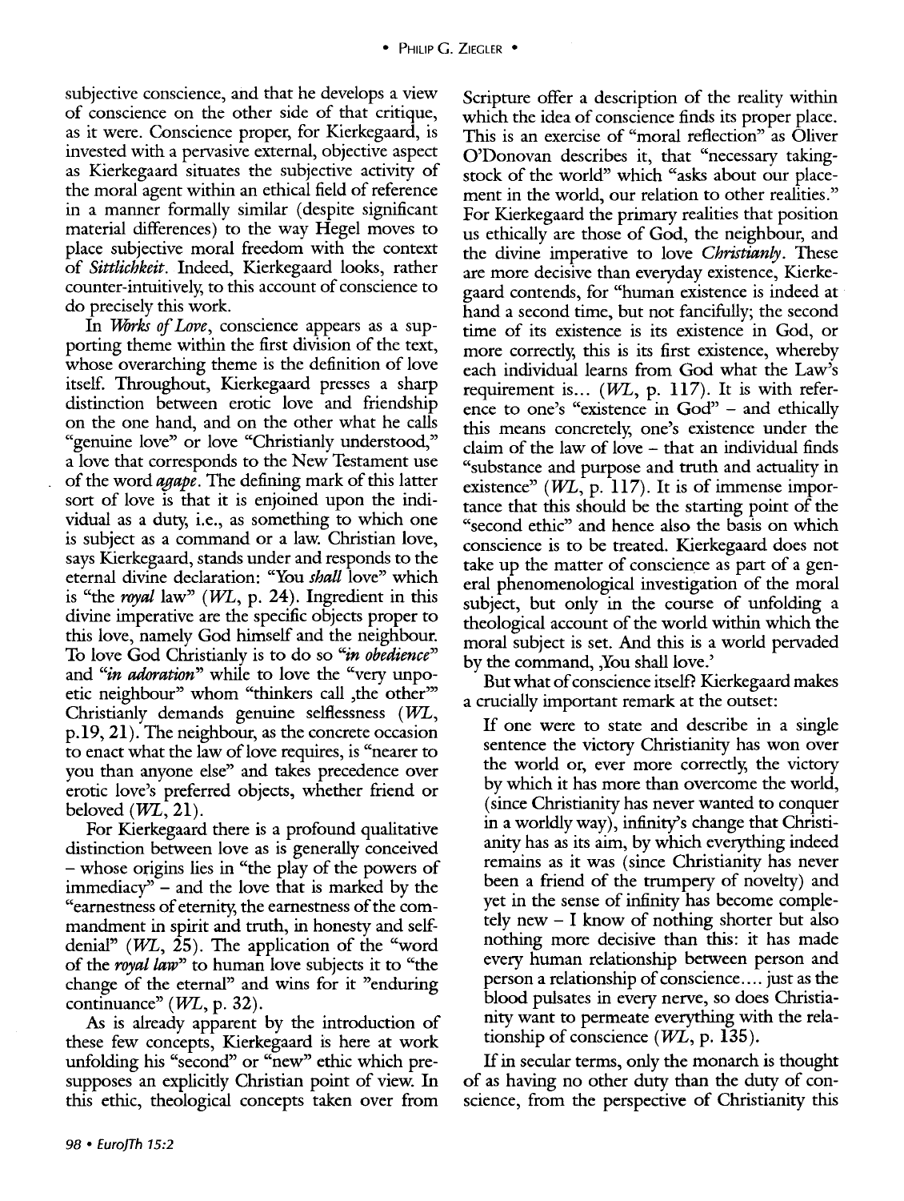subjective conscience, and that he develops a view of conscience on the other side of that critique, as it were. Conscience proper, for Kierkegaard, is invested with a pervasive external, objective aspect as Kierkegaard situates the subjective activity of the moral agent within an ethical field of reference in a manner formally similar (despite significant material differences) to the way Hegel moves to place subjective moral freedom with the context of *Sittlichkeit*. Indeed, Kierkegaard looks, rather counter-intuitively, to this account of conscience to do precisely this work.

In *Works of Love*, conscience appears as a supporting theme within the first division of the text, whose overarching theme is the definition of love itself. Throughout, Kierkegaard presses a sharp distinction between erotic love and friendship on the one hand, and on the other what he calls "genuine love" or love "Christianly understood," a love that corresponds to the New Testament use of the word *agape*. The defining mark of this latter sort of love is that it is enjoined upon the individual as a duty, i.e., as something to which one is subject as a command or a law. Christian love, says Kierkegaard, stands under and responds to the eternal divine declaration: "You *shall* love" which is "the *royal* law" (*WL*, p. 24). Ingredient in this divine imperative are the specific objects proper to this love, namely God himself and the neighbour. To love God Christianly is to do so "*in obedience*" and "*in adoration*" while to love the "very unpoetic neighbour" whom "thinkers call ‚the other'" Christianly demands genuine selflessness (*WL*, p.19, 21). The neighbour, as the concrete occasion to enact what the law of love requires, is "nearer to you than anyone else" and takes precedence over erotic love's preferred objects, whether friend or beloved (*WL*, 21).

For Kierkegaard there is a profound qualitative distinction between love as is generally conceived – whose origins lies in "the play of the powers of immediacy" – and the love that is marked by the "earnestness of eternity, the earnestness of the commandment in spirit and truth, in honesty and self-denial" (*WL*, 25). The application of the "word of the *royal law*" to human love subjects it to "the change of the eternal" and wins for it "enduring continuance" (*WL*, p. 32).

As is already apparent by the introduction of these few concepts, Kierkegaard is here at work unfolding his "second" or "new" ethic which presupposes an explicitly Christian point of view. In this ethic, theological concepts taken over from Scripture offer a description of the reality within which the idea of conscience finds its proper place. This is an exercise of "moral reflection" as Oliver O'Donovan describes it, that "necessary taking-stock of the world" which "asks about our placement in the world, our relation to other realities." For Kierkegaard the primary realities that position us ethically are those of God, the neighbour, and the divine imperative to love *Christianly*. These are more decisive than everyday existence, Kierkegaard contends, for "human existence is indeed at hand a second time, but not fancifully; the second time of its existence is its existence in God, or more correctly, this is its first existence, whereby each individual learns from God what the Law's requirement is... (*WL*, p. 117). It is with reference to one's "existence in God" – and ethically this means concretely, one's existence under the claim of the law of love – that an individual finds "substance and purpose and truth and actuality in existence" (*WL*, p. 117). It is of immense importance that this should be the starting point of the "second ethic" and hence also the basis on which conscience is to be treated. Kierkegaard does not take up the matter of conscience as part of a general phenomenological investigation of the moral subject, but only in the course of unfolding a theological account of the world within which the moral subject is set. And this is a world pervaded by the command, ‚You shall love.'

But what of conscience itself? Kierkegaard makes a crucially important remark at the outset:

> If one were to state and describe in a single sentence the victory Christianity has won over the world or, ever more correctly, the victory by which it has more than overcome the world, (since Christianity has never wanted to conquer in a worldly way), infinity's change that Christianity has as its aim, by which everything indeed remains as it was (since Christianity has never been a friend of the trumpery of novelty) and yet in the sense of infinity has become completely new – I know of nothing shorter but also nothing more decisive than this: it has made every human relationship between person and person a relationship of conscience.... just as the blood pulsates in every nerve, so does Christianity want to permeate everything with the relationship of conscience (*WL*, p. 135).

If in secular terms, only the monarch is thought of as having no other duty than the duty of conscience, from the perspective of Christianity this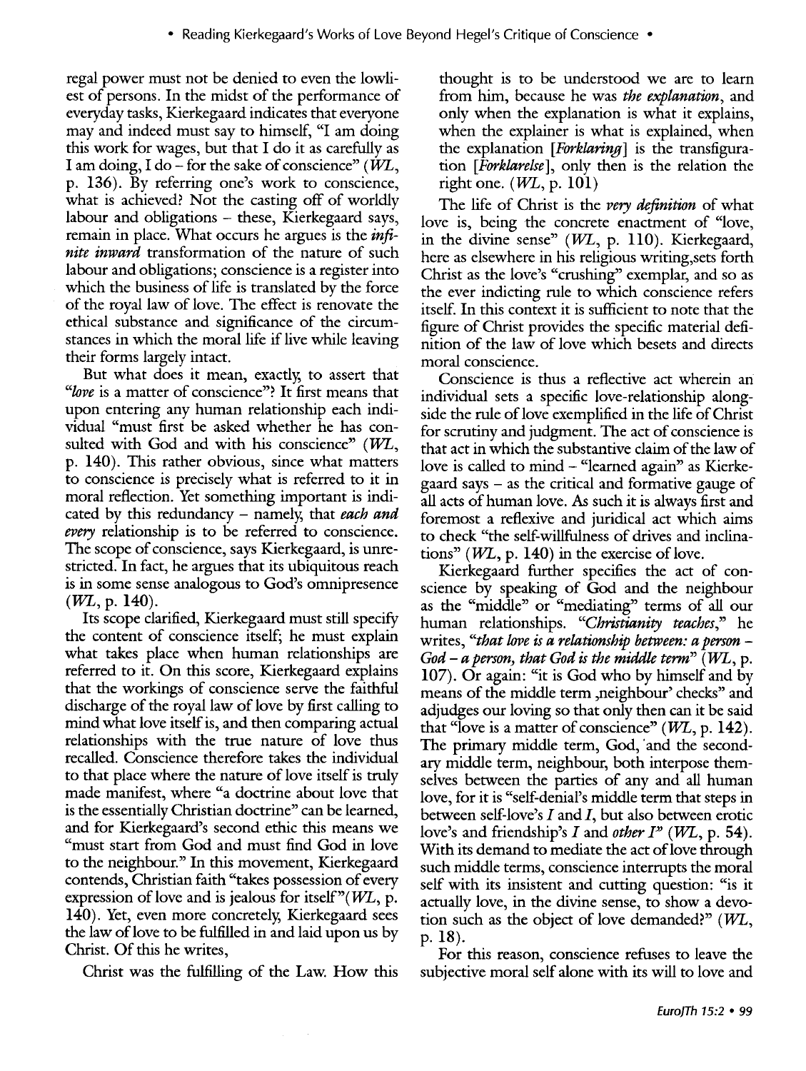regal power must not be denied to even the lowliest of persons. In the midst of the performance of everyday tasks, Kierkegaard indicates that everyone may and indeed must say to himself, "I am doing this work for wages, but that I do it as carefully as I am doing, I do – for the sake of conscience" (*WL*, p. 136). By referring one's work to conscience, what is achieved? Not the casting off of worldly labour and obligations – these, Kierkegaard says, remain in place. What occurs he argues is the ***infinite inward*** transformation of the nature of such labour and obligations; conscience is a register into which the business of life is translated by the force of the royal law of love. The effect is renovate the ethical substance and significance of the circumstances in which the moral life if live while leaving their forms largely intact.

But what does it mean, exactly, to assert that "*love* is a matter of conscience"? It first means that upon entering any human relationship each individual "must first be asked whether he has consulted with God and with his conscience" (*WL*, p. 140). This rather obvious, since what matters to conscience is precisely what is referred to it in moral reflection. Yet something important is indicated by this redundancy – namely, that ***each and every*** relationship is to be referred to conscience. The scope of conscience, says Kierkegaard, is unrestricted. In fact, he argues that its ubiquitous reach is in some sense analogous to God's omnipresence (*WL*, p. 140).

Its scope clarified, Kierkegaard must still specify the content of conscience itself; he must explain what takes place when human relationships are referred to it. On this score, Kierkegaard explains that the workings of conscience serve the faithful discharge of the royal law of love by first calling to mind what love itself is, and then comparing actual relationships with the true nature of love thus recalled. Conscience therefore takes the individual to that place where the nature of love itself is truly made manifest, where "a doctrine about love that is the essentially Christian doctrine" can be learned, and for Kierkegaard's second ethic this means we "must start from God and must find God in love to the neighbour." In this movement, Kierkegaard contends, Christian faith "takes possession of every expression of love and is jealous for itself"(*WL*, p. 140). Yet, even more concretely, Kierkegaard sees the law of love to be fulfilled in and laid upon us by Christ. Of this he writes,

> Christ was the fulfilling of the Law. How this thought is to be understood we are to learn from him, because he was ***the explanation***, and only when the explanation is what it explains, when the explainer is what is explained, when the explanation [*Forklaring*] is the transfiguration [*Forklarelse*], only then is the relation the right one. (*WL*, p. 101)

The life of Christ is the ***very definition*** of what love is, being the concrete enactment of "love, in the divine sense" (*WL*, p. 110). Kierkegaard, here as elsewhere in his religious writing,sets forth Christ as the love's "crushing" exemplar, and so as the ever indicting rule to which conscience refers itself. In this context it is sufficient to note that the figure of Christ provides the specific material definition of the law of love which besets and directs moral conscience.

Conscience is thus a reflective act wherein an individual sets a specific love-relationship alongside the rule of love exemplified in the life of Christ for scrutiny and judgment. The act of conscience is that act in which the substantive claim of the law of love is called to mind – "learned again" as Kierkegaard says – as the critical and formative gauge of all acts of human love. As such it is always first and foremost a reflexive and juridical act which aims to check "the self-willfulness of drives and inclinations" (*WL*, p. 140) in the exercise of love.

Kierkegaard further specifies the act of conscience by speaking of God and the neighbour as the "middle" or "mediating" terms of all our human relationships. "***Christianity teaches,***" he writes, "***that love is a relationship between: a person – God – a person, that God is the middle term***" (*WL*, p. 107). Or again: "it is God who by himself and by means of the middle term ‚neighbour' checks" and adjudges our loving so that only then can it be said that "love is a matter of conscience" (*WL*, p. 142). The primary middle term, God, and the secondary middle term, neighbour, both interpose themselves between the parties of any and all human love, for it is "self-denial's middle term that steps in between self-love's *I* and *I*, but also between erotic love's and friendship's *I* and *other I*" (*WL*, p. 54). With its demand to mediate the act of love through such middle terms, conscience interrupts the moral self with its insistent and cutting question: "is it actually love, in the divine sense, to show a devotion such as the object of love demanded?" (*WL*, p. 18).

For this reason, conscience refuses to leave the subjective moral self alone with its will to love and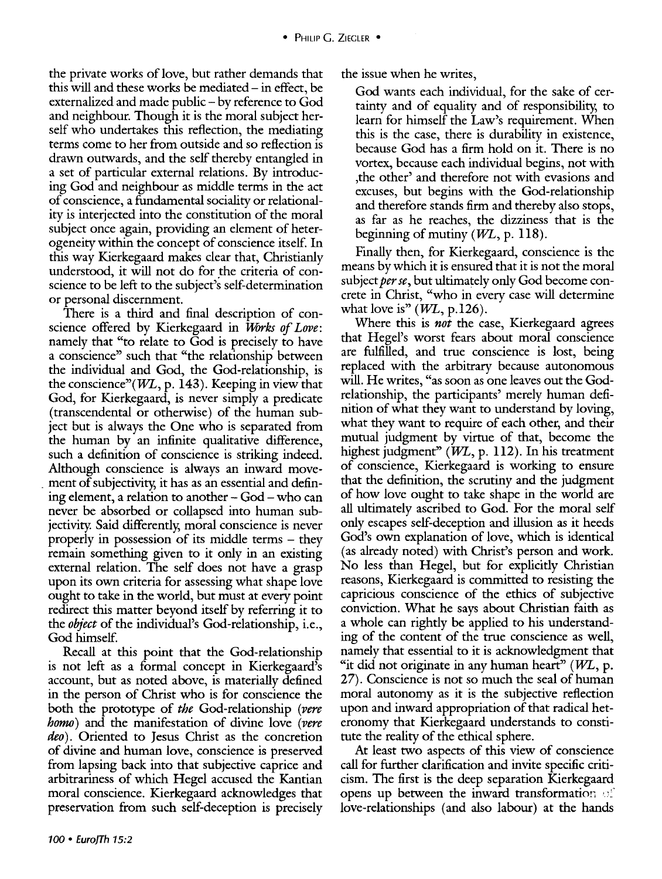the private works of love, but rather demands that this will and these works be mediated – in effect, be externalized and made public – by reference to God and neighbour. Though it is the moral subject herself who undertakes this reflection, the mediating terms come to her from outside and so reflection is drawn outwards, and the self thereby entangled in a set of particular external relations. By introducing God and neighbour as middle terms in the act of conscience, a fundamental sociality or relationality is interjected into the constitution of the moral subject once again, providing an element of heterogeneity within the concept of conscience itself. In this way Kierkegaard makes clear that, Christianly understood, it will not do for the criteria of conscience to be left to the subject's self-determination or personal discernment.

There is a third and final description of conscience offered by Kierkegaard in *Works of Love*: namely that "to relate to God is precisely to have a conscience" such that "the relationship between the individual and God, the God-relationship, is the conscience"(*WL*, p. 143). Keeping in view that God, for Kierkegaard, is never simply a predicate (transcendental or otherwise) of the human subject but is always the One who is separated from the human by an infinite qualitative difference, such a definition of conscience is striking indeed. Although conscience is always an inward movement of subjectivity, it has as an essential and defining element, a relation to another – God – who can never be absorbed or collapsed into human subjectivity. Said differently, moral conscience is never properly in possession of its middle terms – they remain something given to it only in an existing external relation. The self does not have a grasp upon its own criteria for assessing what shape love ought to take in the world, but must at every point redirect this matter beyond itself by referring it to the *object* of the individual's God-relationship, i.e., God himself.

Recall at this point that the God-relationship is not left as a formal concept in Kierkegaard's account, but as noted above, is materially defined in the person of Christ who is for conscience the both the prototype of *the* God-relationship (*vere homo*) and the manifestation of divine love (*vere deo*). Oriented to Jesus Christ as the concretion of divine and human love, conscience is preserved from lapsing back into that subjective caprice and arbitrariness of which Hegel accused the Kantian moral conscience. Kierkegaard acknowledges that preservation from such self-deception is precisely the issue when he writes,

> God wants each individual, for the sake of certainty and of equality and of responsibility, to learn for himself the Law's requirement. When this is the case, there is durability in existence, because God has a firm hold on it. There is no vortex, because each individual begins, not with ‚the other' and therefore not with evasions and excuses, but begins with the God-relationship and therefore stands firm and thereby also stops, as far as he reaches, the dizziness that is the beginning of mutiny (*WL*, p. 118).

Finally then, for Kierkegaard, conscience is the means by which it is ensured that it is not the moral subject *per se*, but ultimately only God become concrete in Christ, "who in every case will determine what love is" (*WL*, p.126).

Where this is *not* the case, Kierkegaard agrees that Hegel's worst fears about moral conscience are fulfilled, and true conscience is lost, being replaced with the arbitrary because autonomous will. He writes, "as soon as one leaves out the God-relationship, the participants' merely human definition of what they want to understand by loving, what they want to require of each other, and their mutual judgment by virtue of that, become the highest judgment" (*WL*, p. 112). In his treatment of conscience, Kierkegaard is working to ensure that the definition, the scrutiny and the judgment of how love ought to take shape in the world are all ultimately ascribed to God. For the moral self only escapes self-deception and illusion as it heeds God's own explanation of love, which is identical (as already noted) with Christ's person and work. No less than Hegel, but for explicitly Christian reasons, Kierkegaard is committed to resisting the capricious conscience of the ethics of subjective conviction. What he says about Christian faith as a whole can rightly be applied to his understanding of the content of the true conscience as well, namely that essential to it is acknowledgment that "it did not originate in any human heart" (*WL*, p. 27). Conscience is not so much the seal of human moral autonomy as it is the subjective reflection upon and inward appropriation of that radical heteronomy that Kierkegaard understands to constitute the reality of the ethical sphere.

At least two aspects of this view of conscience call for further clarification and invite specific criticism. The first is the deep separation Kierkegaard opens up between the inward transformation of love-relationships (and also labour) at the hands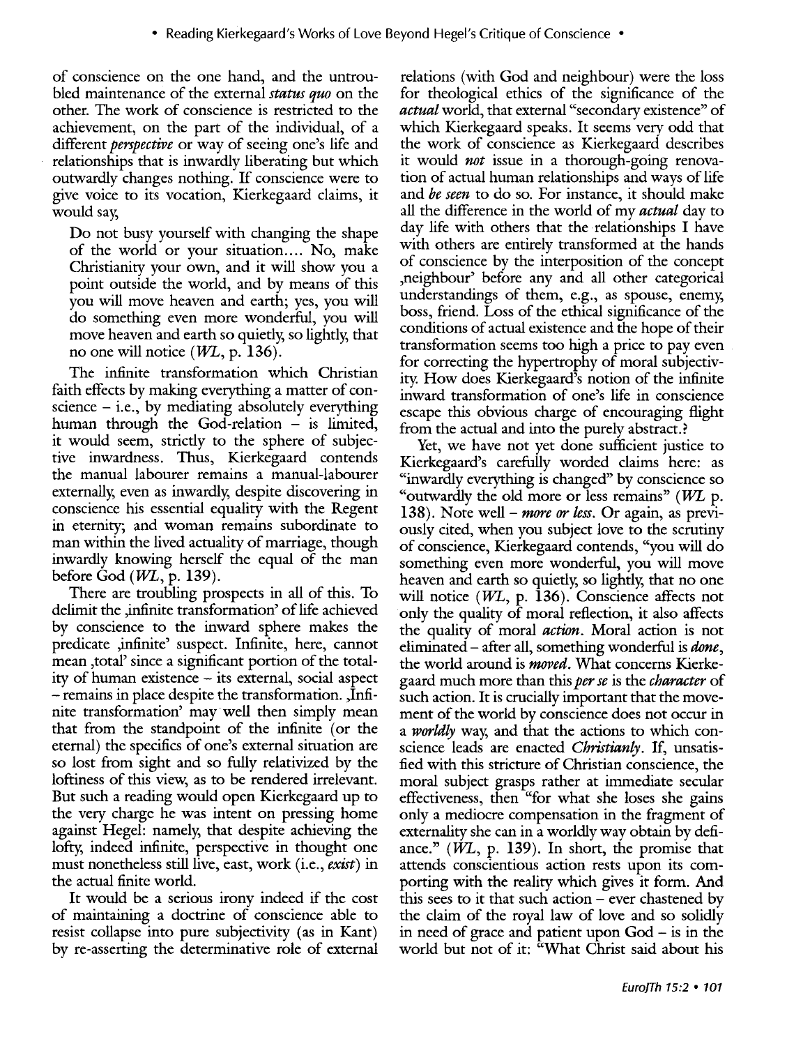of conscience on the one hand, and the untroubled maintenance of the external *status quo* on the other. The work of conscience is restricted to the achievement, on the part of the individual, of a different *perspective* or way of seeing one's life and relationships that is inwardly liberating but which outwardly changes nothing. If conscience were to give voice to its vocation, Kierkegaard claims, it would say,

> Do not busy yourself with changing the shape of the world or your situation.... No, make Christianity your own, and it will show you a point outside the world, and by means of this you will move heaven and earth; yes, you will do something even more wonderful, you will move heaven and earth so quietly, so lightly, that no one will notice (*WL*, p. 136).

The infinite transformation which Christian faith effects by making everything a matter of conscience – i.e., by mediating absolutely everything human through the God-relation – is limited, it would seem, strictly to the sphere of subjective inwardness. Thus, Kierkegaard contends the manual labourer remains a manual-labourer externally, even as inwardly, despite discovering in conscience his essential equality with the Regent in eternity; and woman remains subordinate to man within the lived actuality of marriage, though inwardly knowing herself the equal of the man before God (*WL*, p. 139).

There are troubling prospects in all of this. To delimit the ‚infinite transformation' of life achieved by conscience to the inward sphere makes the predicate ‚infinite' suspect. Infinite, here, cannot mean ‚total' since a significant portion of the totality of human existence – its external, social aspect – remains in place despite the transformation. ‚Infinite transformation' may well then simply mean that from the standpoint of the infinite (or the eternal) the specifics of one's external situation are so lost from sight and so fully relativized by the loftiness of this view, as to be rendered irrelevant. But such a reading would open Kierkegaard up to the very charge he was intent on pressing home against Hegel: namely, that despite achieving the lofty, indeed infinite, perspective in thought one must nonetheless still live, east, work (i.e., *exist*) in the actual finite world.

It would be a serious irony indeed if the cost of maintaining a doctrine of conscience able to resist collapse into pure subjectivity (as in Kant) by re-asserting the determinative role of external relations (with God and neighbour) were the loss for theological ethics of the significance of the *actual* world, that external "secondary existence" of which Kierkegaard speaks. It seems very odd that the work of conscience as Kierkegaard describes it would *not* issue in a thorough-going renovation of actual human relationships and ways of life and *be seen* to do so. For instance, it should make all the difference in the world of my *actual* day to day life with others that the relationships I have with others are entirely transformed at the hands of conscience by the interposition of the concept ‚neighbour' before any and all other categorical understandings of them, e.g., as spouse, enemy, boss, friend. Loss of the ethical significance of the conditions of actual existence and the hope of their transformation seems too high a price to pay even for correcting the hypertrophy of moral subjectivity. How does Kierkegaard's notion of the infinite inward transformation of one's life in conscience escape this obvious charge of encouraging flight from the actual and into the purely abstract.?

Yet, we have not yet done sufficient justice to Kierkegaard's carefully worded claims here: as "inwardly everything is changed" by conscience so "outwardly the old more or less remains" (*WL* p. 138). Note well – ***more or less***. Or again, as previously cited, when you subject love to the scrutiny of conscience, Kierkegaard contends, "you will do something even more wonderful, you will move heaven and earth so quietly, so lightly, that no one will notice (*WL*, p. 136). Conscience affects not only the quality of moral reflection, it also affects the quality of moral *action*. Moral action is not eliminated – after all, something wonderful is *done*, the world around is *moved*. What concerns Kierkegaard much more than this *per se* is the *character* of such action. It is crucially important that the movement of the world by conscience does not occur in a *worldly* way, and that the actions to which conscience leads are enacted *Christianly*. If, unsatisfied with this stricture of Christian conscience, the moral subject grasps rather at immediate secular effectiveness, then "for what she loses she gains only a mediocre compensation in the fragment of externality she can in a worldly way obtain by defiance." (*WL*, p. 139). In short, the promise that attends conscientious action rests upon its comporting with the reality which gives it form. And this sees to it that such action – ever chastened by the claim of the royal law of love and so solidly in need of grace and patient upon God – is in the world but not of it: "What Christ said about his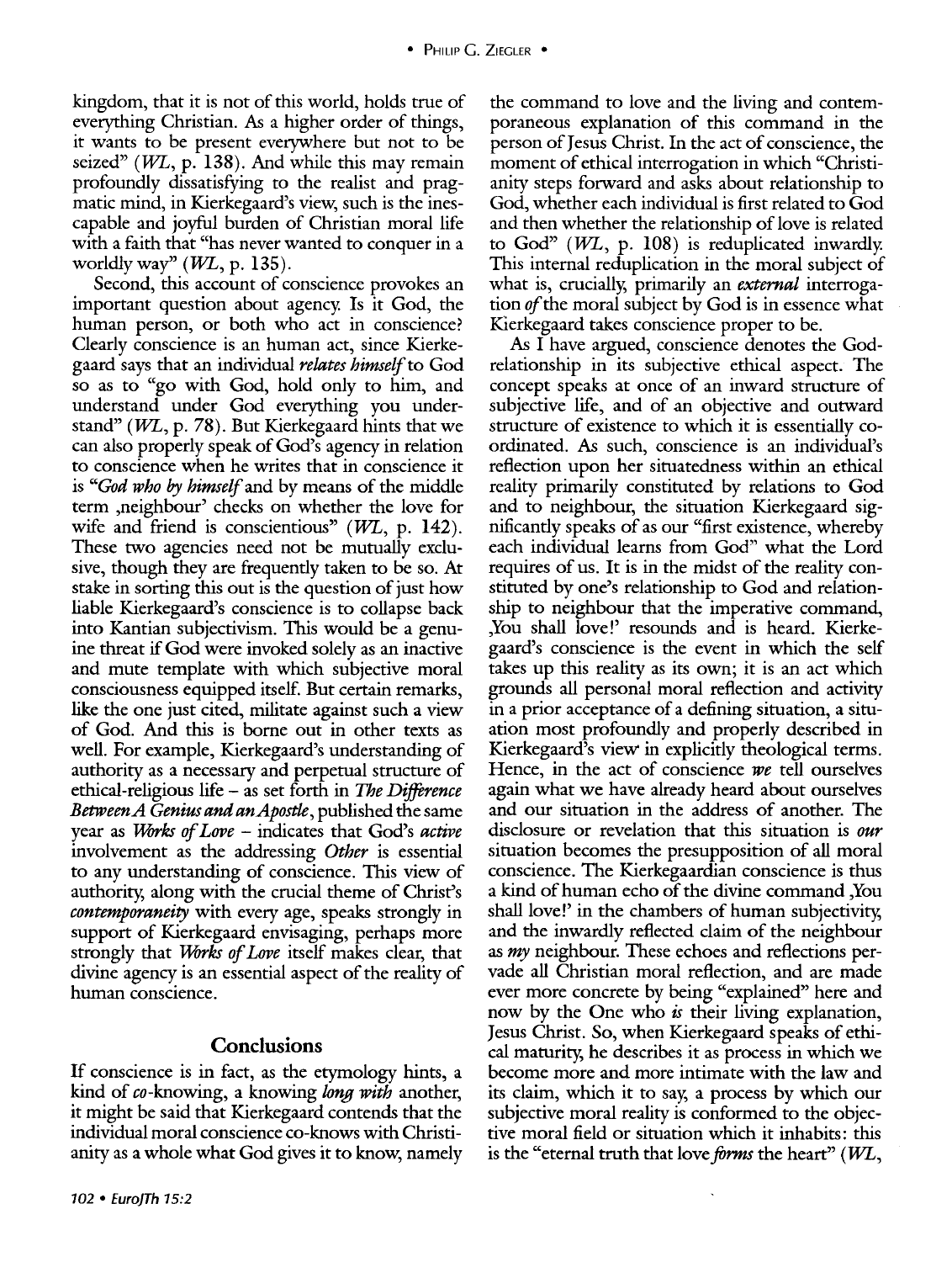kingdom, that it is not of this world, holds true of everything Christian. As a higher order of things, it wants to be present everywhere but not to be seized" (*WL*, p. 138). And while this may remain profoundly dissatisfying to the realist and pragmatic mind, in Kierkegaard's view, such is the inescapable and joyful burden of Christian moral life with a faith that "has never wanted to conquer in a worldly way" (*WL*, p. 135).

Second, this account of conscience provokes an important question about agency. Is it God, the human person, or both who act in conscience? Clearly conscience is an human act, since Kierkegaard says that an individual *relates himself* to God so as to "go with God, hold only to him, and understand under God everything you understand" (*WL*, p. 78). But Kierkegaard hints that we can also properly speak of God's agency in relation to conscience when he writes that in conscience it is "*God who by himself* and by means of the middle term ‚neighbour' checks on whether the love for wife and friend is conscientious" (*WL*, p. 142). These two agencies need not be mutually exclusive, though they are frequently taken to be so. At stake in sorting this out is the question of just how liable Kierkegaard's conscience is to collapse back into Kantian subjectivism. This would be a genuine threat if God were invoked solely as an inactive and mute template with which subjective moral consciousness equipped itself. But certain remarks, like the one just cited, militate against such a view of God. And this is borne out in other texts as well. For example, Kierkegaard's understanding of authority as a necessary and perpetual structure of ethical-religious life – as set forth in *The Difference Between A Genius and an Apostle*, published the same year as *Works of Love* – indicates that God's *active* involvement as the addressing *Other* is essential to any understanding of conscience. This view of authority, along with the crucial theme of Christ's *contemporaneity* with every age, speaks strongly in support of Kierkegaard envisaging, perhaps more strongly that *Works of Love* itself makes clear, that divine agency is an essential aspect of the reality of human conscience.

## Conclusions

If conscience is in fact, as the etymology hints, a kind of *co*-knowing, a knowing *long with* another, it might be said that Kierkegaard contends that the individual moral conscience co-knows with Christianity as a whole what God gives it to know, namely the command to love and the living and contemporaneous explanation of this command in the person of Jesus Christ. In the act of conscience, the moment of ethical interrogation in which "Christianity steps forward and asks about relationship to God, whether each individual is first related to God and then whether the relationship of love is related to God" (*WL*, p. 108) is reduplicated inwardly. This internal reduplication in the moral subject of what is, crucially, primarily an *external* interrogation *of* the moral subject by God is in essence what Kierkegaard takes conscience proper to be.

As I have argued, conscience denotes the God-relationship in its subjective ethical aspect. The concept speaks at once of an inward structure of subjective life, and of an objective and outward structure of existence to which it is essentially co-ordinated. As such, conscience is an individual's reflection upon her situatedness within an ethical reality primarily constituted by relations to God and to neighbour, the situation Kierkegaard significantly speaks of as our "first existence, whereby each individual learns from God" what the Lord requires of us. It is in the midst of the reality constituted by one's relationship to God and relationship to neighbour that the imperative command, ‚You shall love!' resounds and is heard. Kierkegaard's conscience is the event in which the self takes up this reality as its own; it is an act which grounds all personal moral reflection and activity in a prior acceptance of a defining situation, a situation most profoundly and properly described in Kierkegaard's view in explicitly theological terms. Hence, in the act of conscience *we* tell ourselves again what we have already heard about ourselves and our situation in the address of another. The disclosure or revelation that this situation is *our* situation becomes the presupposition of all moral conscience. The Kierkegaardian conscience is thus a kind of human echo of the divine command ‚You shall love!' in the chambers of human subjectivity, and the inwardly reflected claim of the neighbour as *my* neighbour. These echoes and reflections pervade all Christian moral reflection, and are made ever more concrete by being "explained" here and now by the One who *is* their living explanation, Jesus Christ. So, when Kierkegaard speaks of ethical maturity, he describes it as process in which we become more and more intimate with the law and its claim, which it to say, a process by which our subjective moral reality is conformed to the objective moral field or situation which it inhabits: this is the "eternal truth that love *forms* the heart" (*WL*,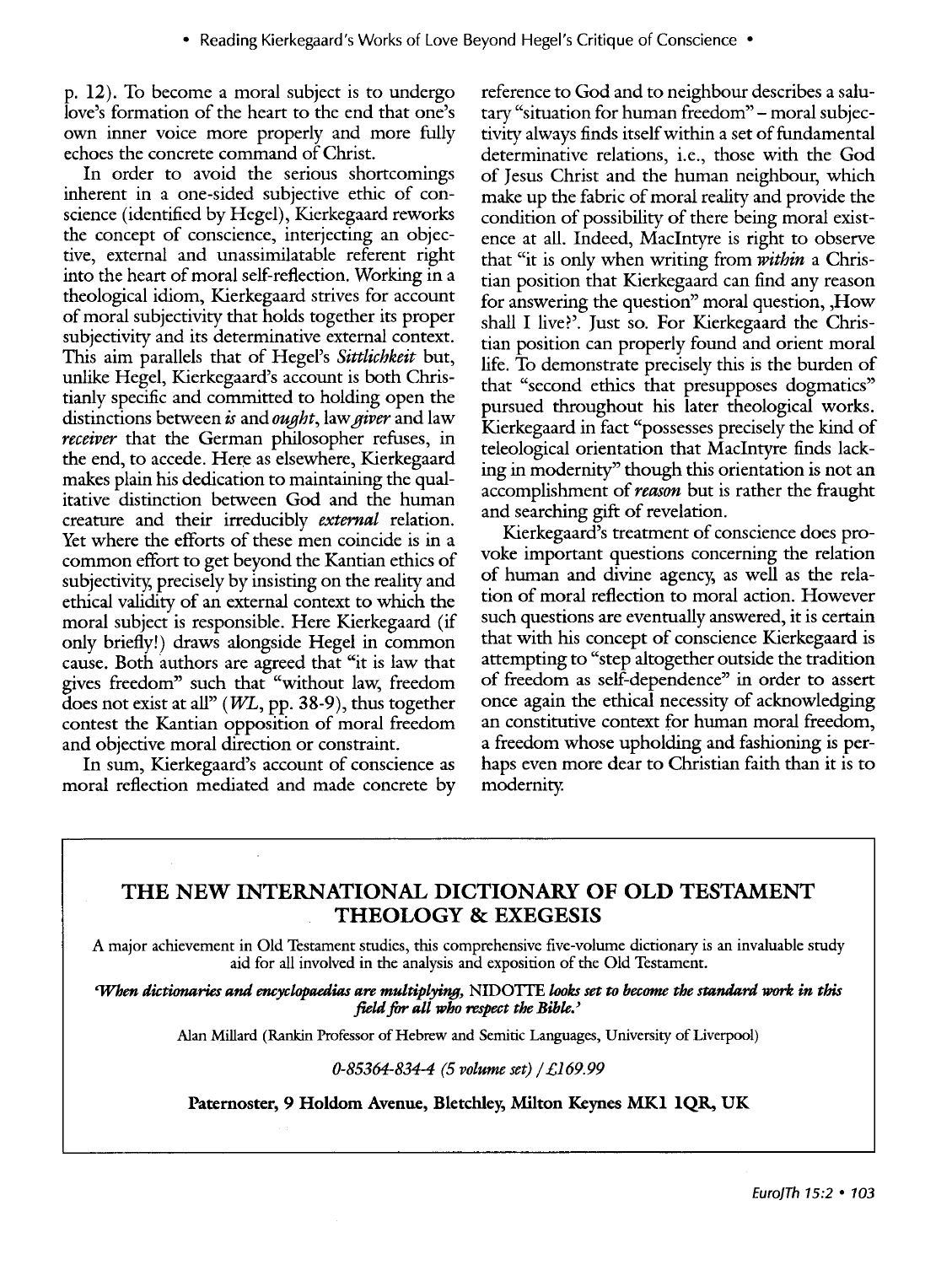p. 12). To become a moral subject is to undergo love's formation of the heart to the end that one's own inner voice more properly and more fully echoes the concrete command of Christ.

In order to avoid the serious shortcomings inherent in a one-sided subjective ethic of conscience (identified by Hegel), Kierkegaard reworks the concept of conscience, interjecting an objective, external and unassimilatable referent right into the heart of moral self-reflection. Working in a theological idiom, Kierkegaard strives for account of moral subjectivity that holds together its proper subjectivity and its determinative external context. This aim parallels that of Hegel's *Sittlichkeit* but, unlike Hegel, Kierkegaard's account is both Christianly specific and committed to holding open the distinctions between *is* and *ought*, law *giver* and law *receiver* that the German philosopher refuses, in the end, to accede. Here as elsewhere, Kierkegaard makes plain his dedication to maintaining the qualitative distinction between God and the human creature and their irreducibly *external* relation. Yet where the efforts of these men coincide is in a common effort to get beyond the Kantian ethics of subjectivity, precisely by insisting on the reality and ethical validity of an external context to which the moral subject is responsible. Here Kierkegaard (if only briefly!) draws alongside Hegel in common cause. Both authors are agreed that "it is law that gives freedom" such that "without law, freedom does not exist at all" (*WL*, pp. 38-9), thus together contest the Kantian opposition of moral freedom and objective moral direction or constraint.

In sum, Kierkegaard's account of conscience as moral reflection mediated and made concrete by reference to God and to neighbour describes a salutary "situation for human freedom" – moral subjectivity always finds itself within a set of fundamental determinative relations, i.e., those with the God of Jesus Christ and the human neighbour, which make up the fabric of moral reality and provide the condition of possibility of there being moral existence at all. Indeed, MacIntyre is right to observe that "it is only when writing from *within* a Christian position that Kierkegaard can find any reason for answering the question" moral question, ‚How shall I live?'. Just so. For Kierkegaard the Christian position can properly found and orient moral life. To demonstrate precisely this is the burden of that "second ethics that presupposes dogmatics" pursued throughout his later theological works. Kierkegaard in fact "possesses precisely the kind of teleological orientation that MacIntyre finds lacking in modernity" though this orientation is not an accomplishment of *reason* but is rather the fraught and searching gift of revelation.

Kierkegaard's treatment of conscience does provoke important questions concerning the relation of human and divine agency, as well as the relation of moral reflection to moral action. However such questions are eventually answered, it is certain that with his concept of conscience Kierkegaard is attempting to "step altogether outside the tradition of freedom as self-dependence" in order to assert once again the ethical necessity of acknowledging an constitutive context for human moral freedom, a freedom whose upholding and fashioning is perhaps even more dear to Christian faith than it is to modernity.

---

**THE NEW INTERNATIONAL DICTIONARY OF OLD TESTAMENT THEOLOGY & EXEGESIS**

A major achievement in Old Testament studies, this comprehensive five-volume dictionary is an invaluable study aid for all involved in the analysis and exposition of the Old Testament.

***'When dictionaries and encyclopaedias are multiplying,* NIDOTTE *looks set to become the standard work in this field for all who respect the Bible.'***

Alan Millard (Rankin Professor of Hebrew and Semitic Languages, University of Liverpool)

*0-85364-834-4 (5 volume set) / £169.99*

**Paternoster, 9 Holdom Avenue, Bletchley, Milton Keynes MK1 1QR, UK**